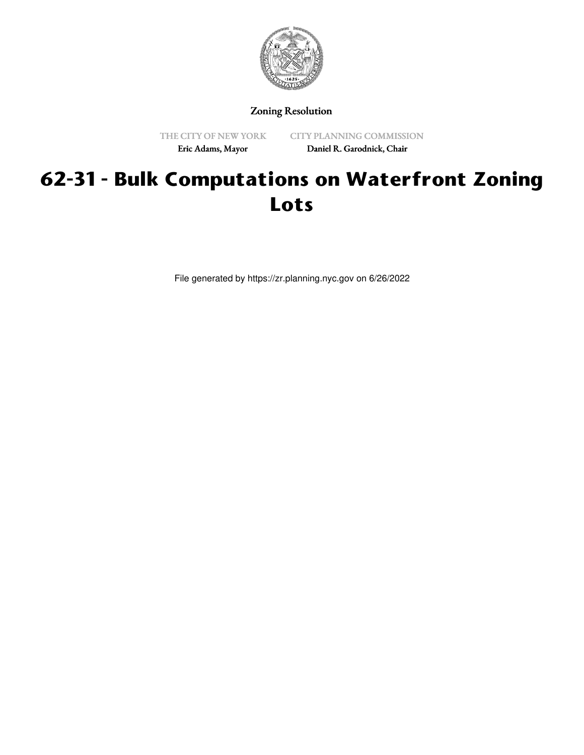Zoning Resolution

THE CITY OF NEW YORK
Eric Adams, Mayor

CITY PLANNING COMMISSION
Daniel R. Garodnick, Chair

# 62-31 - Bulk Computations on Waterfront Zoning Lots

File generated by https://zr.planning.nyc.gov on 6/26/2022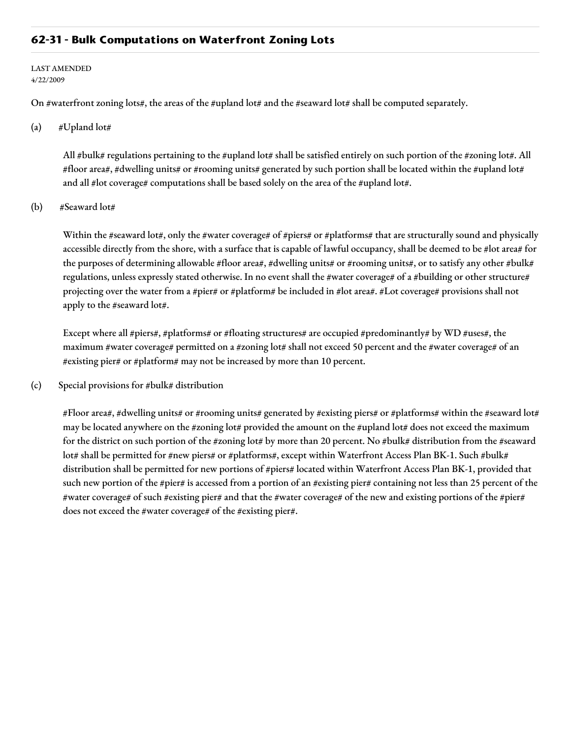## 62-31 - Bulk Computations on Waterfront Zoning Lots

LAST AMENDED
4/22/2009

On #waterfront zoning lots#, the areas of the #upland lot# and the #seaward lot# shall be computed separately.

(a) #Upland lot#

All #bulk# regulations pertaining to the #upland lot# shall be satisfied entirely on such portion of the #zoning lot#. All #floor area#, #dwelling units# or #rooming units# generated by such portion shall be located within the #upland lot# and all #lot coverage# computations shall be based solely on the area of the #upland lot#.

(b) #Seaward lot#

Within the #seaward lot#, only the #water coverage# of #piers# or #platforms# that are structurally sound and physically accessible directly from the shore, with a surface that is capable of lawful occupancy, shall be deemed to be #lot area# for the purposes of determining allowable #floor area#, #dwelling units# or #rooming units#, or to satisfy any other #bulk# regulations, unless expressly stated otherwise. In no event shall the #water coverage# of a #building or other structure# projecting over the water from a #pier# or #platform# be included in #lot area#. #Lot coverage# provisions shall not apply to the #seaward lot#.

Except where all #piers#, #platforms# or #floating structures# are occupied #predominantly# by WD #uses#, the maximum #water coverage# permitted on a #zoning lot# shall not exceed 50 percent and the #water coverage# of an #existing pier# or #platform# may not be increased by more than 10 percent.

(c) Special provisions for #bulk# distribution

#Floor area#, #dwelling units# or #rooming units# generated by #existing piers# or #platforms# within the #seaward lot# may be located anywhere on the #zoning lot# provided the amount on the #upland lot# does not exceed the maximum for the district on such portion of the #zoning lot# by more than 20 percent. No #bulk# distribution from the #seaward lot# shall be permitted for #new piers# or #platforms#, except within Waterfront Access Plan BK-1. Such #bulk# distribution shall be permitted for new portions of #piers# located within Waterfront Access Plan BK-1, provided that such new portion of the #pier# is accessed from a portion of an #existing pier# containing not less than 25 percent of the #water coverage# of such #existing pier# and that the #water coverage# of the new and existing portions of the #pier# does not exceed the #water coverage# of the #existing pier#.